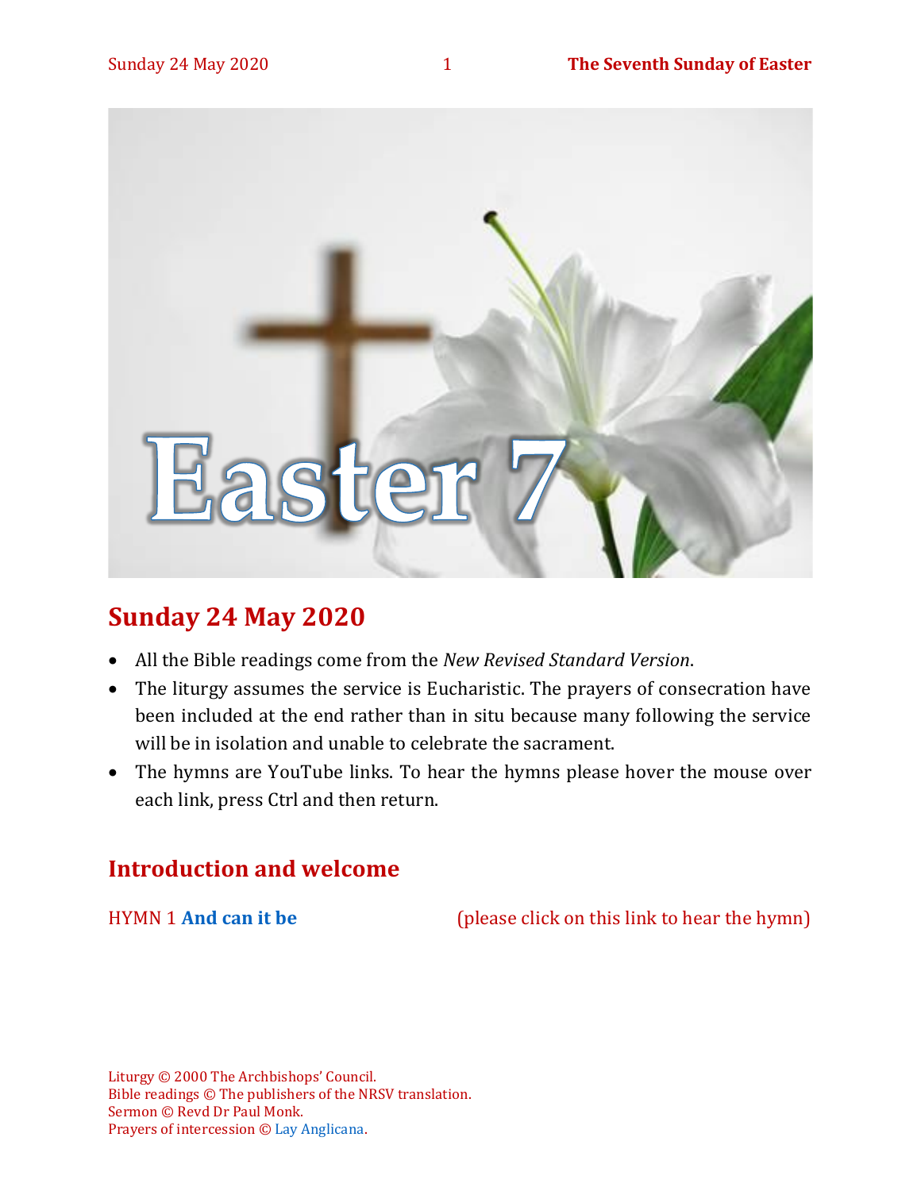# Easter 7

## Sunday 24 May 2020

- All the Bible readings come from the *New Revised Standard Version*.
- The liturgy assumes the service is Eucharistic. The prayers of consecration have been included at the end rather than in situ because many following the service will be in isolation and unable to celebrate the sacrament.
- The hymns are YouTube links. To hear the hymns please hover the mouse over each link, press Ctrl and then return.

## Introduction and welcome

HYMN 1 **And can it be** (please click on this link to hear the hymn)

Liturgy © 2000 The Archbishops' Council.
Bible readings © The publishers of the NRSV translation.
Sermon © Revd Dr Paul Monk.
Prayers of intercession © Lay Anglicana.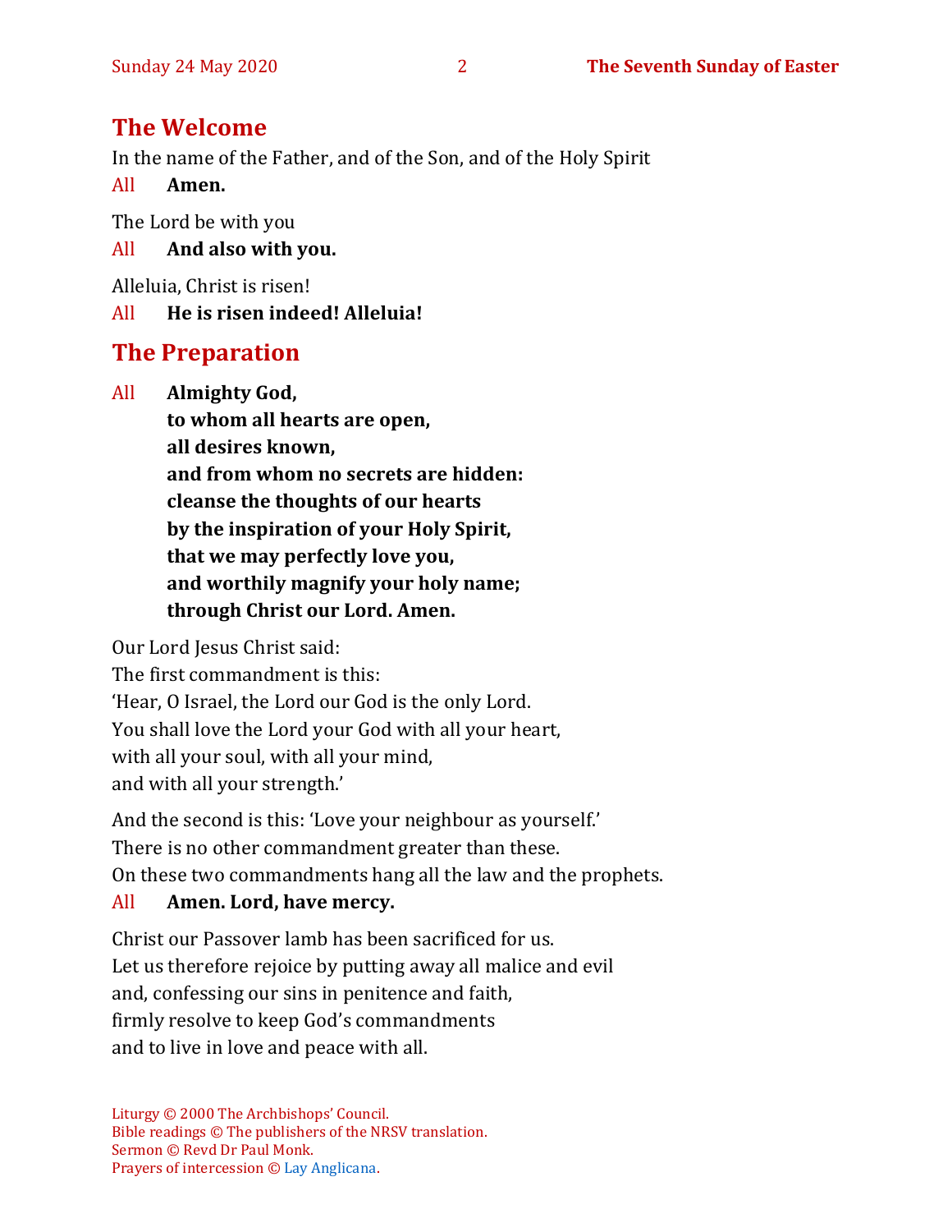## The Welcome

In the name of the Father, and of the Son, and of the Holy Spirit

All **Amen.**

The Lord be with you

All **And also with you.**

Alleluia, Christ is risen!

All **He is risen indeed! Alleluia!**

## The Preparation

All **Almighty God,**
**to whom all hearts are open,**
**all desires known,**
**and from whom no secrets are hidden:**
**cleanse the thoughts of our hearts**
**by the inspiration of your Holy Spirit,**
**that we may perfectly love you,**
**and worthily magnify your holy name;**
**through Christ our Lord. Amen.**

Our Lord Jesus Christ said:
The first commandment is this:
'Hear, O Israel, the Lord our God is the only Lord.
You shall love the Lord your God with all your heart,
with all your soul, with all your mind,
and with all your strength.'

And the second is this: 'Love your neighbour as yourself.'
There is no other commandment greater than these.
On these two commandments hang all the law and the prophets.

All **Amen. Lord, have mercy.**

Christ our Passover lamb has been sacrificed for us.
Let us therefore rejoice by putting away all malice and evil
and, confessing our sins in penitence and faith,
firmly resolve to keep God's commandments
and to live in love and peace with all.

Liturgy © 2000 The Archbishops' Council.
Bible readings © The publishers of the NRSV translation.
Sermon © Revd Dr Paul Monk.
Prayers of intercession © Lay Anglicana.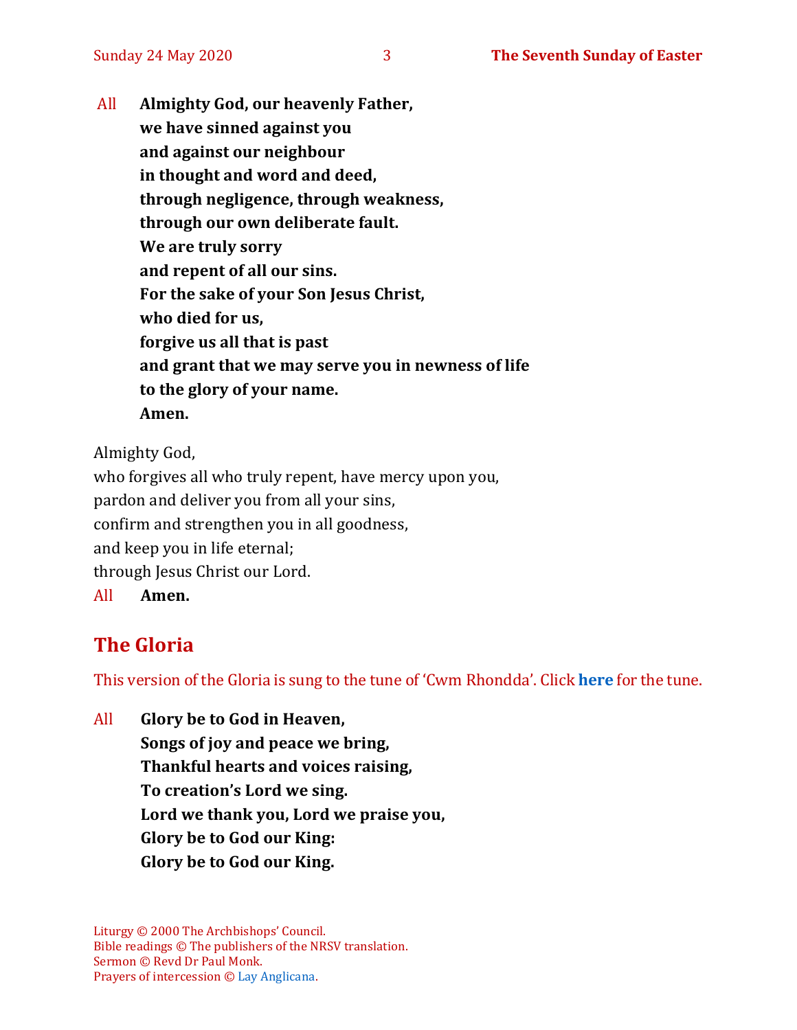All **Almighty God, our heavenly Father,**
**we have sinned against you**
**and against our neighbour**
**in thought and word and deed,**
**through negligence, through weakness,**
**through our own deliberate fault.**
**We are truly sorry**
**and repent of all our sins.**
**For the sake of your Son Jesus Christ,**
**who died for us,**
**forgive us all that is past**
**and grant that we may serve you in newness of life**
**to the glory of your name.**
**Amen.**

Almighty God,
who forgives all who truly repent, have mercy upon you,
pardon and deliver you from all your sins,
confirm and strengthen you in all goodness,
and keep you in life eternal;
through Jesus Christ our Lord.

All **Amen.**

## The Gloria

This version of the Gloria is sung to the tune of 'Cwm Rhondda'. Click **here** for the tune.

All **Glory be to God in Heaven,**
**Songs of joy and peace we bring,**
**Thankful hearts and voices raising,**
**To creation's Lord we sing.**
**Lord we thank you, Lord we praise you,**
**Glory be to God our King:**
**Glory be to God our King.**

Liturgy © 2000 The Archbishops' Council.
Bible readings © The publishers of the NRSV translation.
Sermon © Revd Dr Paul Monk.
Prayers of intercession © Lay Anglicana.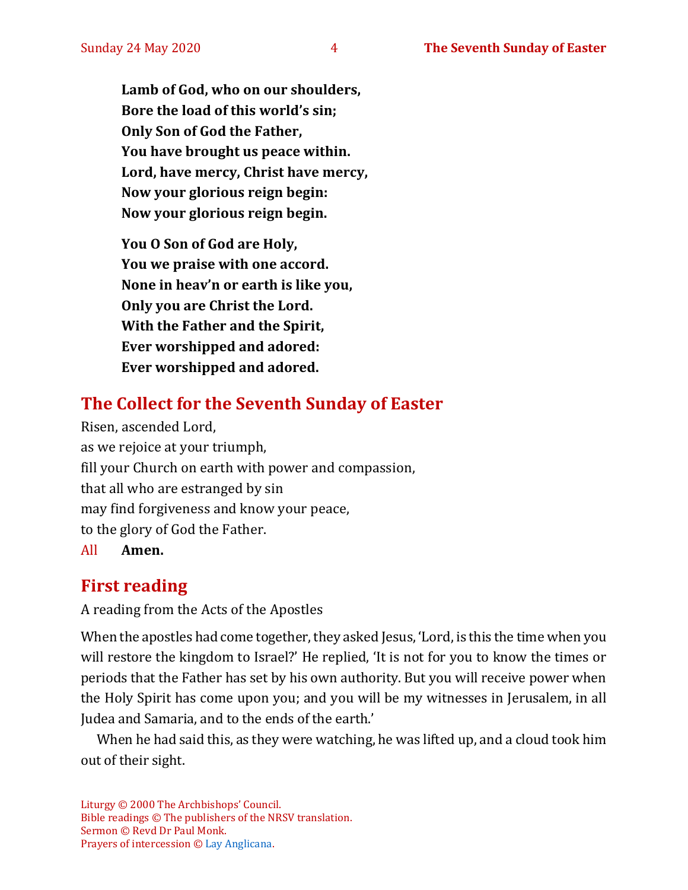**Lamb of God, who on our shoulders,**
**Bore the load of this world's sin;**
**Only Son of God the Father,**
**You have brought us peace within.**
**Lord, have mercy, Christ have mercy,**
**Now your glorious reign begin:**
**Now your glorious reign begin.**

**You O Son of God are Holy,**
**You we praise with one accord.**
**None in heav'n or earth is like you,**
**Only you are Christ the Lord.**
**With the Father and the Spirit,**
**Ever worshipped and adored:**
**Ever worshipped and adored.**

## The Collect for the Seventh Sunday of Easter

Risen, ascended Lord,
as we rejoice at your triumph,
fill your Church on earth with power and compassion,
that all who are estranged by sin
may find forgiveness and know your peace,
to the glory of God the Father.

All **Amen.**

## First reading

A reading from the Acts of the Apostles

When the apostles had come together, they asked Jesus, 'Lord, is this the time when you will restore the kingdom to Israel?' He replied, 'It is not for you to know the times or periods that the Father has set by his own authority. But you will receive power when the Holy Spirit has come upon you; and you will be my witnesses in Jerusalem, in all Judea and Samaria, and to the ends of the earth.'

When he had said this, as they were watching, he was lifted up, and a cloud took him out of their sight.

Liturgy © 2000 The Archbishops' Council.
Bible readings © The publishers of the NRSV translation.
Sermon © Revd Dr Paul Monk.
Prayers of intercession © Lay Anglicana.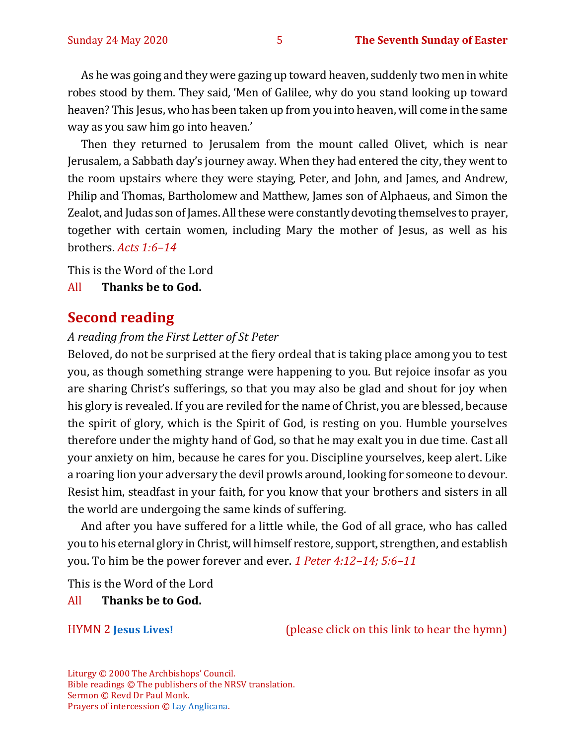As he was going and they were gazing up toward heaven, suddenly two men in white robes stood by them. They said, 'Men of Galilee, why do you stand looking up toward heaven? This Jesus, who has been taken up from you into heaven, will come in the same way as you saw him go into heaven.'

Then they returned to Jerusalem from the mount called Olivet, which is near Jerusalem, a Sabbath day's journey away. When they had entered the city, they went to the room upstairs where they were staying, Peter, and John, and James, and Andrew, Philip and Thomas, Bartholomew and Matthew, James son of Alphaeus, and Simon the Zealot, and Judas son of James. All these were constantly devoting themselves to prayer, together with certain women, including Mary the mother of Jesus, as well as his brothers. *Acts 1:6–14*

This is the Word of the Lord

All **Thanks be to God.**

## Second reading

*A reading from the First Letter of St Peter*

Beloved, do not be surprised at the fiery ordeal that is taking place among you to test you, as though something strange were happening to you. But rejoice insofar as you are sharing Christ's sufferings, so that you may also be glad and shout for joy when his glory is revealed. If you are reviled for the name of Christ, you are blessed, because the spirit of glory, which is the Spirit of God, is resting on you. Humble yourselves therefore under the mighty hand of God, so that he may exalt you in due time. Cast all your anxiety on him, because he cares for you. Discipline yourselves, keep alert. Like a roaring lion your adversary the devil prowls around, looking for someone to devour. Resist him, steadfast in your faith, for you know that your brothers and sisters in all the world are undergoing the same kinds of suffering.

And after you have suffered for a little while, the God of all grace, who has called you to his eternal glory in Christ, will himself restore, support, strengthen, and establish you. To him be the power forever and ever. *1 Peter 4:12–14; 5:6–11*

This is the Word of the Lord

All **Thanks be to God.**

HYMN 2 **Jesus Lives!** (please click on this link to hear the hymn)

Liturgy © 2000 The Archbishops' Council.
Bible readings © The publishers of the NRSV translation.
Sermon © Revd Dr Paul Monk.
Prayers of intercession © Lay Anglicana.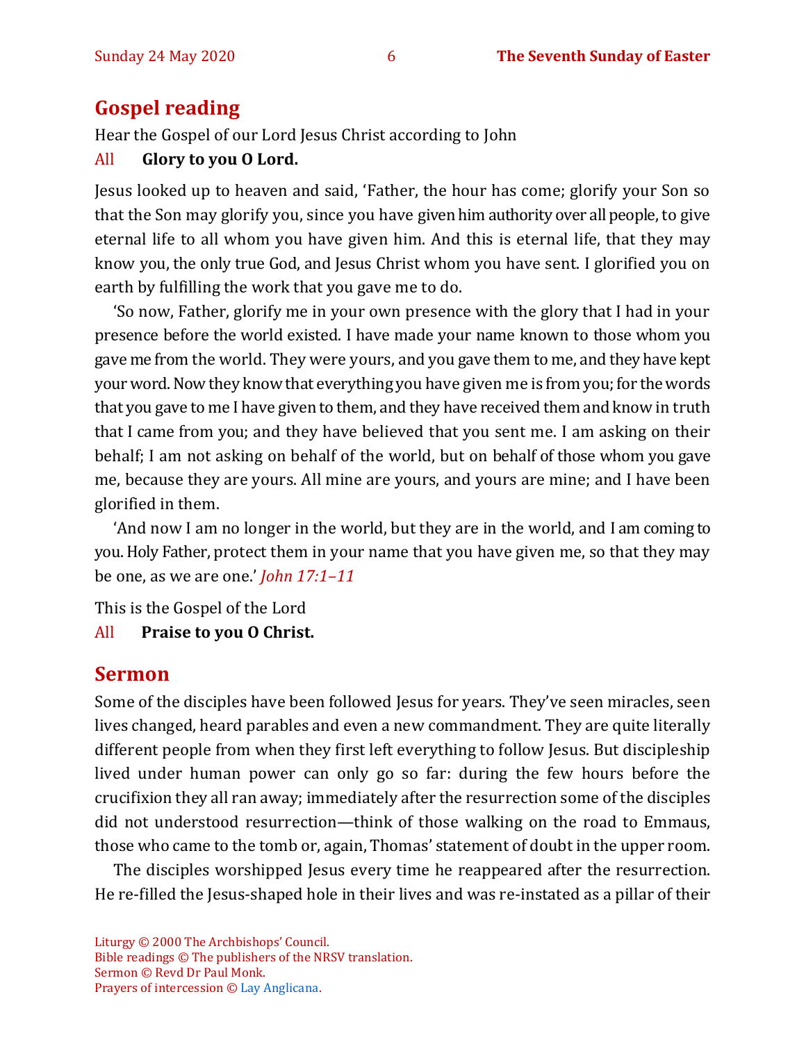## Gospel reading

Hear the Gospel of our Lord Jesus Christ according to John

All **Glory to you O Lord.**

Jesus looked up to heaven and said, 'Father, the hour has come; glorify your Son so that the Son may glorify you, since you have given him authority over all people, to give eternal life to all whom you have given him. And this is eternal life, that they may know you, the only true God, and Jesus Christ whom you have sent. I glorified you on earth by fulfilling the work that you gave me to do.

'So now, Father, glorify me in your own presence with the glory that I had in your presence before the world existed. I have made your name known to those whom you gave me from the world. They were yours, and you gave them to me, and they have kept your word. Now they know that everything you have given me is from you; for the words that you gave to me I have given to them, and they have received them and know in truth that I came from you; and they have believed that you sent me. I am asking on their behalf; I am not asking on behalf of the world, but on behalf of those whom you gave me, because they are yours. All mine are yours, and yours are mine; and I have been glorified in them.

'And now I am no longer in the world, but they are in the world, and I am coming to you. Holy Father, protect them in your name that you have given me, so that they may be one, as we are one.' *John 17:1–11*

This is the Gospel of the Lord

All **Praise to you O Christ.**

## Sermon

Some of the disciples have been followed Jesus for years. They've seen miracles, seen lives changed, heard parables and even a new commandment. They are quite literally different people from when they first left everything to follow Jesus. But discipleship lived under human power can only go so far: during the few hours before the crucifixion they all ran away; immediately after the resurrection some of the disciples did not understood resurrection—think of those walking on the road to Emmaus, those who came to the tomb or, again, Thomas' statement of doubt in the upper room.

The disciples worshipped Jesus every time he reappeared after the resurrection. He re-filled the Jesus-shaped hole in their lives and was re-instated as a pillar of their

Liturgy © 2000 The Archbishops' Council.
Bible readings © The publishers of the NRSV translation.
Sermon © Revd Dr Paul Monk.
Prayers of intercession © Lay Anglicana.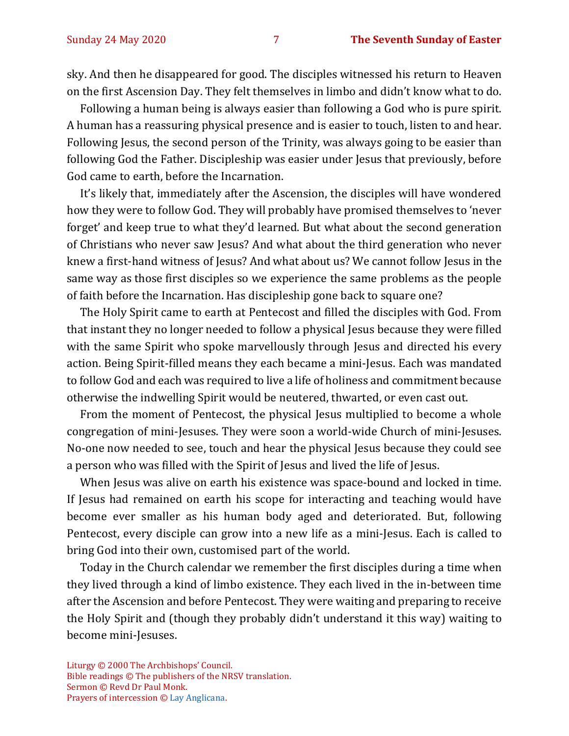sky. And then he disappeared for good. The disciples witnessed his return to Heaven on the first Ascension Day. They felt themselves in limbo and didn't know what to do.

Following a human being is always easier than following a God who is pure spirit. A human has a reassuring physical presence and is easier to touch, listen to and hear. Following Jesus, the second person of the Trinity, was always going to be easier than following God the Father. Discipleship was easier under Jesus that previously, before God came to earth, before the Incarnation.

It's likely that, immediately after the Ascension, the disciples will have wondered how they were to follow God. They will probably have promised themselves to 'never forget' and keep true to what they'd learned. But what about the second generation of Christians who never saw Jesus? And what about the third generation who never knew a first-hand witness of Jesus? And what about us? We cannot follow Jesus in the same way as those first disciples so we experience the same problems as the people of faith before the Incarnation. Has discipleship gone back to square one?

The Holy Spirit came to earth at Pentecost and filled the disciples with God. From that instant they no longer needed to follow a physical Jesus because they were filled with the same Spirit who spoke marvellously through Jesus and directed his every action. Being Spirit-filled means they each became a mini-Jesus. Each was mandated to follow God and each was required to live a life of holiness and commitment because otherwise the indwelling Spirit would be neutered, thwarted, or even cast out.

From the moment of Pentecost, the physical Jesus multiplied to become a whole congregation of mini-Jesuses. They were soon a world-wide Church of mini-Jesuses. No-one now needed to see, touch and hear the physical Jesus because they could see a person who was filled with the Spirit of Jesus and lived the life of Jesus.

When Jesus was alive on earth his existence was space-bound and locked in time. If Jesus had remained on earth his scope for interacting and teaching would have become ever smaller as his human body aged and deteriorated. But, following Pentecost, every disciple can grow into a new life as a mini-Jesus. Each is called to bring God into their own, customised part of the world.

Today in the Church calendar we remember the first disciples during a time when they lived through a kind of limbo existence. They each lived in the in-between time after the Ascension and before Pentecost. They were waiting and preparing to receive the Holy Spirit and (though they probably didn't understand it this way) waiting to become mini-Jesuses.

Liturgy © 2000 The Archbishops' Council.
Bible readings © The publishers of the NRSV translation.
Sermon © Revd Dr Paul Monk.
Prayers of intercession © Lay Anglicana.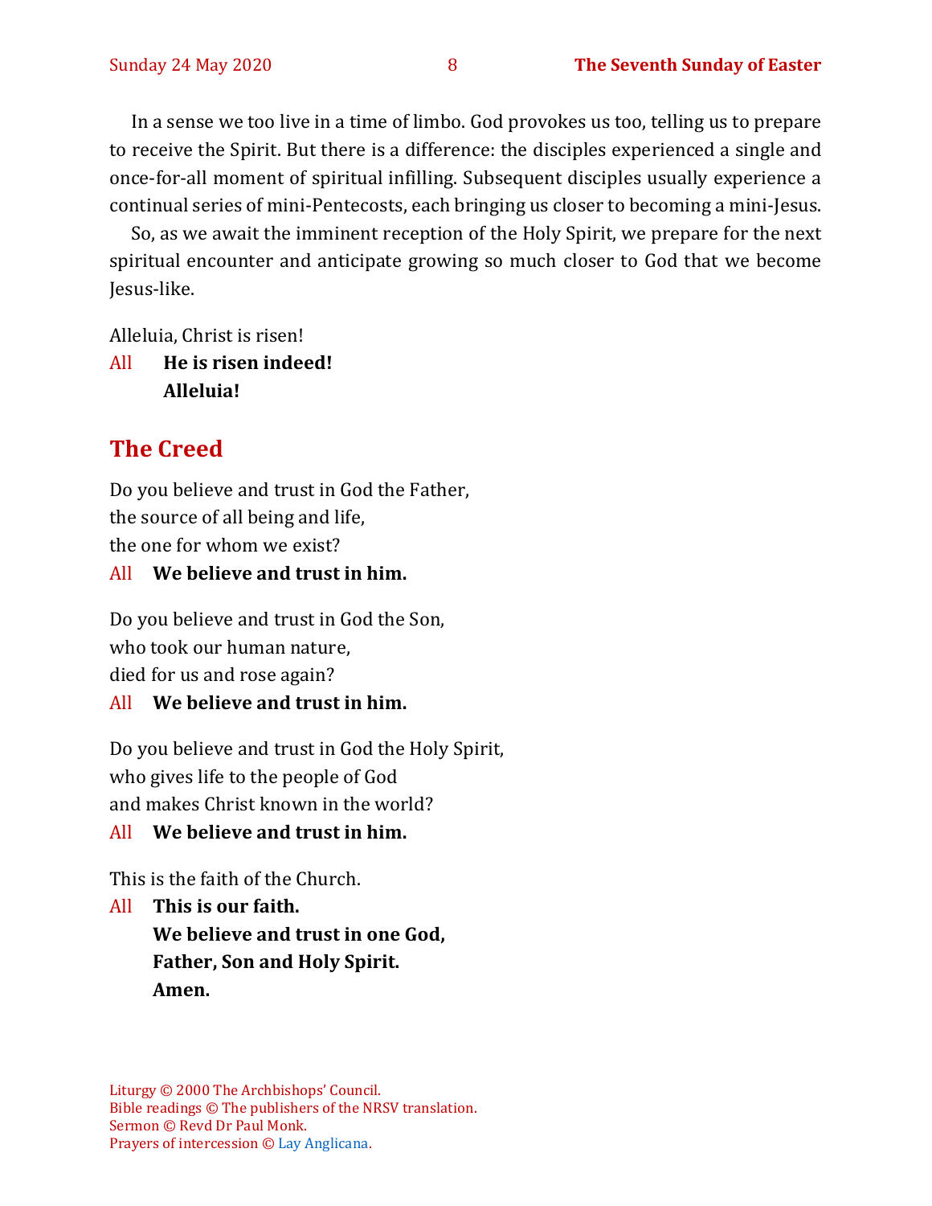In a sense we too live in a time of limbo. God provokes us too, telling us to prepare to receive the Spirit. But there is a difference: the disciples experienced a single and once-for-all moment of spiritual infilling. Subsequent disciples usually experience a continual series of mini-Pentecosts, each bringing us closer to becoming a mini-Jesus.

So, as we await the imminent reception of the Holy Spirit, we prepare for the next spiritual encounter and anticipate growing so much closer to God that we become Jesus-like.

Alleluia, Christ is risen!

All **He is risen indeed!**
**Alleluia!**

## The Creed

Do you believe and trust in God the Father,
the source of all being and life,
the one for whom we exist?

All **We believe and trust in him.**

Do you believe and trust in God the Son,
who took our human nature,
died for us and rose again?

All **We believe and trust in him.**

Do you believe and trust in God the Holy Spirit,
who gives life to the people of God
and makes Christ known in the world?

All **We believe and trust in him.**

This is the faith of the Church.

All **This is our faith.**
**We believe and trust in one God,**
**Father, Son and Holy Spirit.**
**Amen.**

Liturgy © 2000 The Archbishops' Council.
Bible readings © The publishers of the NRSV translation.
Sermon © Revd Dr Paul Monk.
Prayers of intercession © Lay Anglicana.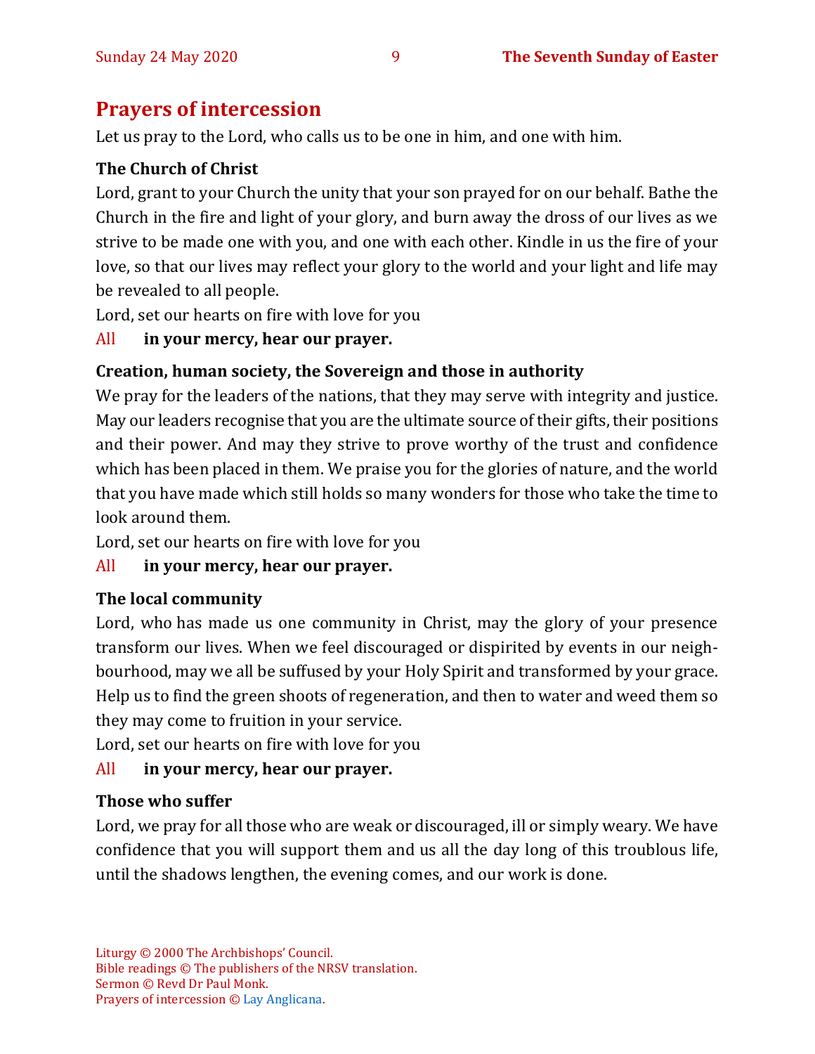## Prayers of intercession

Let us pray to the Lord, who calls us to be one in him, and one with him.

**The Church of Christ**

Lord, grant to your Church the unity that your son prayed for on our behalf. Bathe the Church in the fire and light of your glory, and burn away the dross of our lives as we strive to be made one with you, and one with each other. Kindle in us the fire of your love, so that our lives may reflect your glory to the world and your light and life may be revealed to all people.

Lord, set our hearts on fire with love for you

All **in your mercy, hear our prayer.**

**Creation, human society, the Sovereign and those in authority**

We pray for the leaders of the nations, that they may serve with integrity and justice. May our leaders recognise that you are the ultimate source of their gifts, their positions and their power. And may they strive to prove worthy of the trust and confidence which has been placed in them. We praise you for the glories of nature, and the world that you have made which still holds so many wonders for those who take the time to look around them.

Lord, set our hearts on fire with love for you

All **in your mercy, hear our prayer.**

**The local community**

Lord, who has made us one community in Christ, may the glory of your presence transform our lives. When we feel discouraged or dispirited by events in our neighbourhood, may we all be suffused by your Holy Spirit and transformed by your grace. Help us to find the green shoots of regeneration, and then to water and weed them so they may come to fruition in your service.

Lord, set our hearts on fire with love for you

All **in your mercy, hear our prayer.**

**Those who suffer**

Lord, we pray for all those who are weak or discouraged, ill or simply weary. We have confidence that you will support them and us all the day long of this troublous life, until the shadows lengthen, the evening comes, and our work is done.

Liturgy © 2000 The Archbishops' Council.
Bible readings © The publishers of the NRSV translation.
Sermon © Revd Dr Paul Monk.
Prayers of intercession © Lay Anglicana.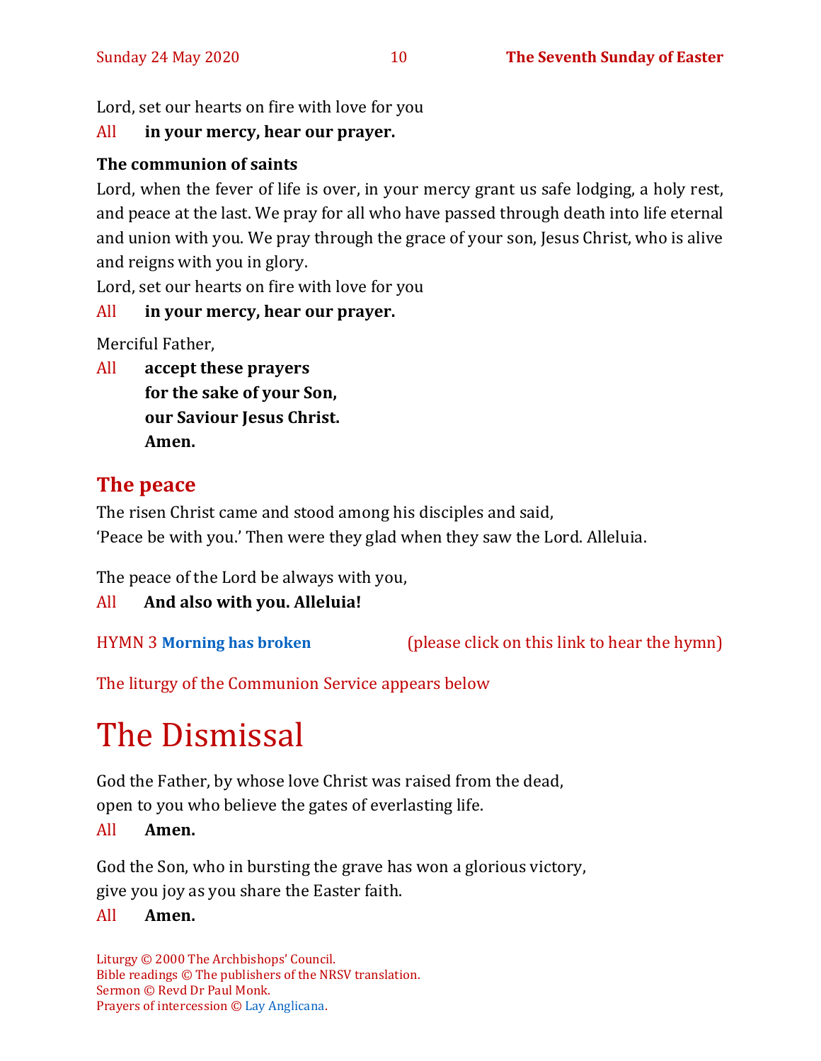Lord, set our hearts on fire with love for you

All **in your mercy, hear our prayer.**

**The communion of saints**

Lord, when the fever of life is over, in your mercy grant us safe lodging, a holy rest, and peace at the last. We pray for all who have passed through death into life eternal and union with you. We pray through the grace of your son, Jesus Christ, who is alive and reigns with you in glory.

Lord, set our hearts on fire with love for you

All **in your mercy, hear our prayer.**

Merciful Father,

All **accept these prayers**
**for the sake of your Son,**
**our Saviour Jesus Christ.**
**Amen.**

## The peace

The risen Christ came and stood among his disciples and said,
'Peace be with you.' Then were they glad when they saw the Lord. Alleluia.

The peace of the Lord be always with you,

All **And also with you. Alleluia!**

HYMN 3 **Morning has broken** (please click on this link to hear the hymn)

The liturgy of the Communion Service appears below

# The Dismissal

God the Father, by whose love Christ was raised from the dead,
open to you who believe the gates of everlasting life.

All **Amen.**

God the Son, who in bursting the grave has won a glorious victory,
give you joy as you share the Easter faith.

All **Amen.**

Liturgy © 2000 The Archbishops' Council.
Bible readings © The publishers of the NRSV translation.
Sermon © Revd Dr Paul Monk.
Prayers of intercession © Lay Anglicana.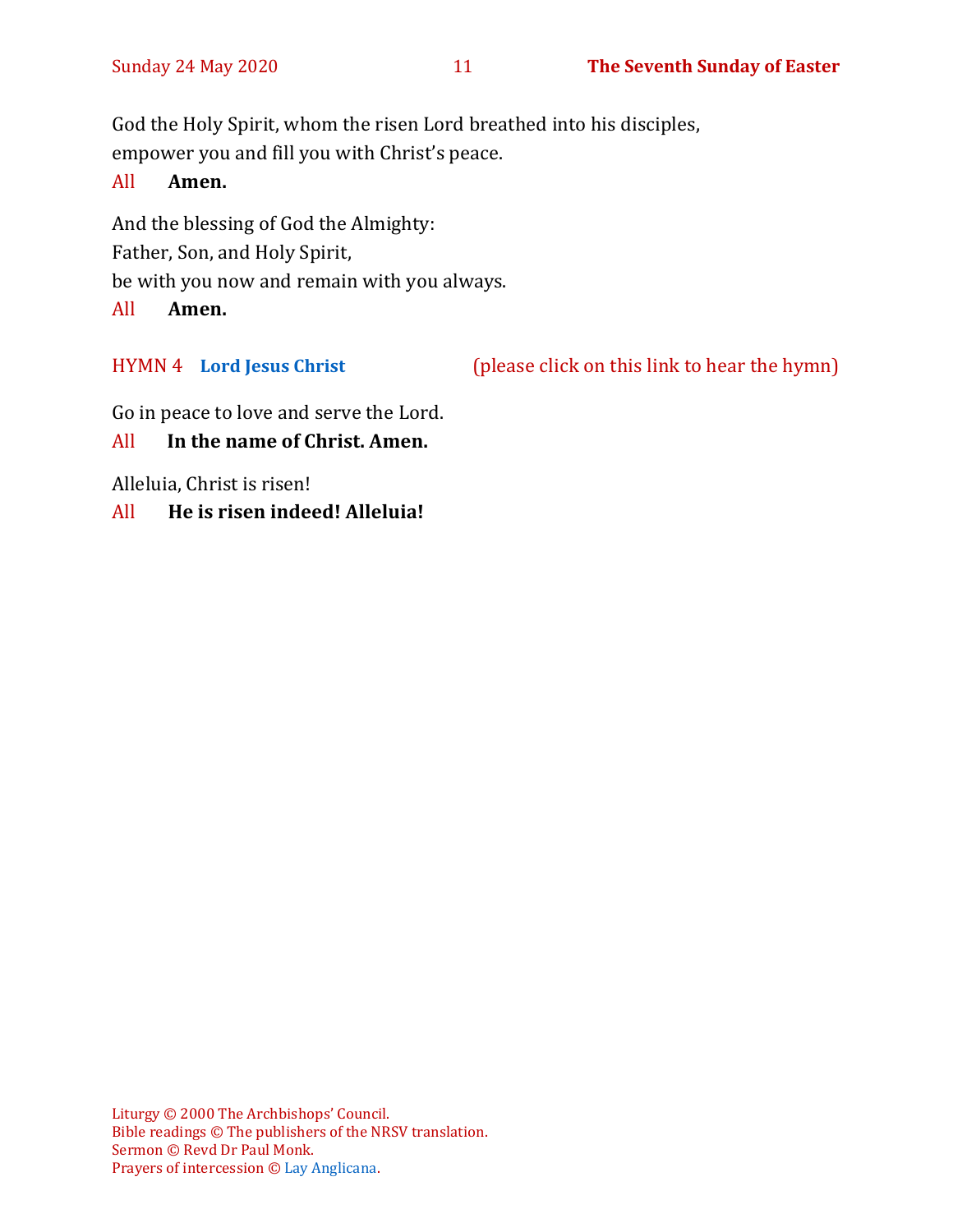God the Holy Spirit, whom the risen Lord breathed into his disciples,
empower you and fill you with Christ's peace.

All **Amen.**

And the blessing of God the Almighty:
Father, Son, and Holy Spirit,
be with you now and remain with you always.

All **Amen.**

HYMN 4 **Lord Jesus Christ** (please click on this link to hear the hymn)

Go in peace to love and serve the Lord.

All **In the name of Christ. Amen.**

Alleluia, Christ is risen!

All **He is risen indeed! Alleluia!**

Liturgy © 2000 The Archbishops' Council.
Bible readings © The publishers of the NRSV translation.
Sermon © Revd Dr Paul Monk.
Prayers of intercession © Lay Anglicana.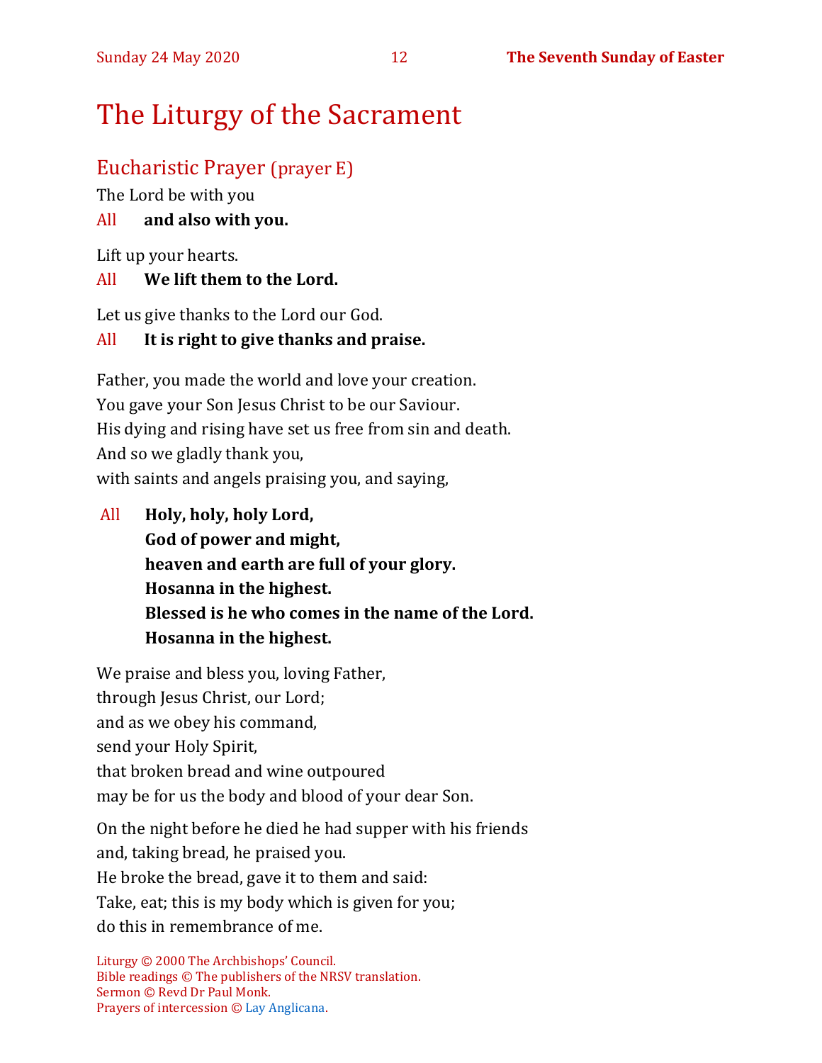# The Liturgy of the Sacrament

## Eucharistic Prayer (prayer E)

The Lord be with you

All **and also with you.**

Lift up your hearts.

All **We lift them to the Lord.**

Let us give thanks to the Lord our God.

All **It is right to give thanks and praise.**

Father, you made the world and love your creation.
You gave your Son Jesus Christ to be our Saviour.
His dying and rising have set us free from sin and death.
And so we gladly thank you,
with saints and angels praising you, and saying,

All **Holy, holy, holy Lord,**
**God of power and might,**
**heaven and earth are full of your glory.**
**Hosanna in the highest.**
**Blessed is he who comes in the name of the Lord.**
**Hosanna in the highest.**

We praise and bless you, loving Father,
through Jesus Christ, our Lord;
and as we obey his command,
send your Holy Spirit,
that broken bread and wine outpoured
may be for us the body and blood of your dear Son.

On the night before he died he had supper with his friends
and, taking bread, he praised you.
He broke the bread, gave it to them and said:
Take, eat; this is my body which is given for you;
do this in remembrance of me.

Liturgy © 2000 The Archbishops' Council.
Bible readings © The publishers of the NRSV translation.
Sermon © Revd Dr Paul Monk.
Prayers of intercession © Lay Anglicana.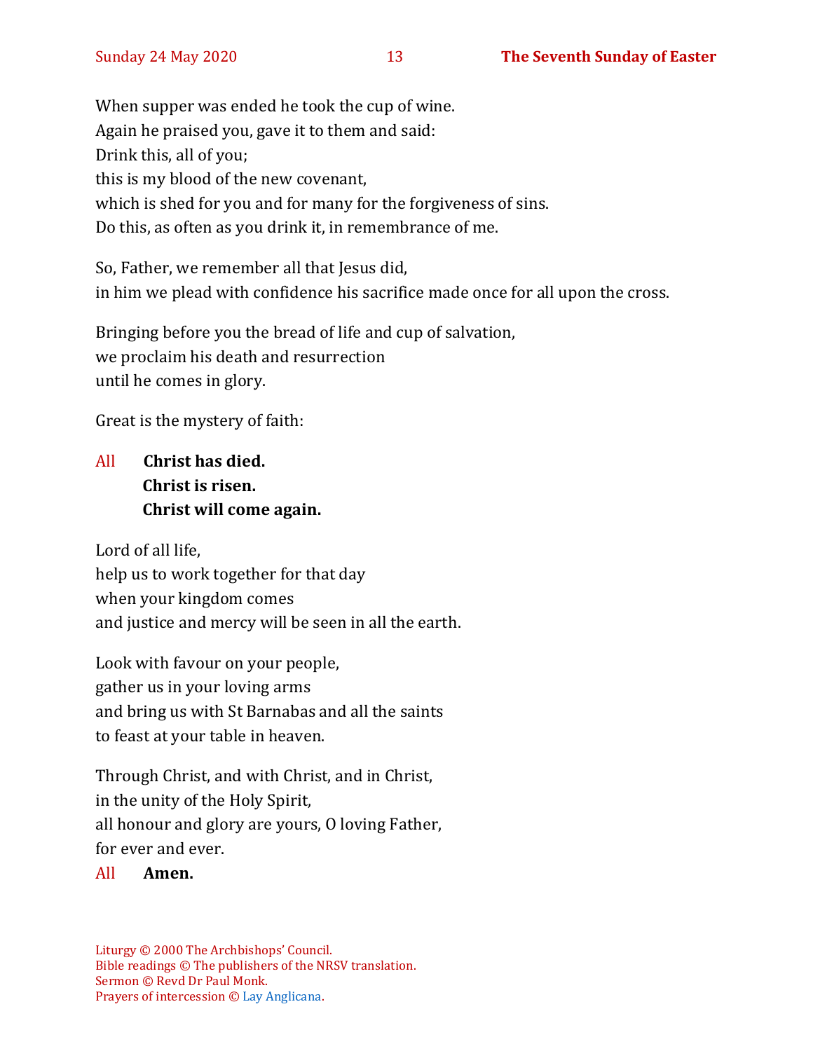When supper was ended he took the cup of wine.
Again he praised you, gave it to them and said:
Drink this, all of you;
this is my blood of the new covenant,
which is shed for you and for many for the forgiveness of sins.
Do this, as often as you drink it, in remembrance of me.

So, Father, we remember all that Jesus did,
in him we plead with confidence his sacrifice made once for all upon the cross.

Bringing before you the bread of life and cup of salvation,
we proclaim his death and resurrection
until he comes in glory.

Great is the mystery of faith:

All **Christ has died.**
**Christ is risen.**
**Christ will come again.**

Lord of all life,
help us to work together for that day
when your kingdom comes
and justice and mercy will be seen in all the earth.

Look with favour on your people,
gather us in your loving arms
and bring us with St Barnabas and all the saints
to feast at your table in heaven.

Through Christ, and with Christ, and in Christ,
in the unity of the Holy Spirit,
all honour and glory are yours, O loving Father,
for ever and ever.

All **Amen.**

Liturgy © 2000 The Archbishops' Council.
Bible readings © The publishers of the NRSV translation.
Sermon © Revd Dr Paul Monk.
Prayers of intercession © Lay Anglicana.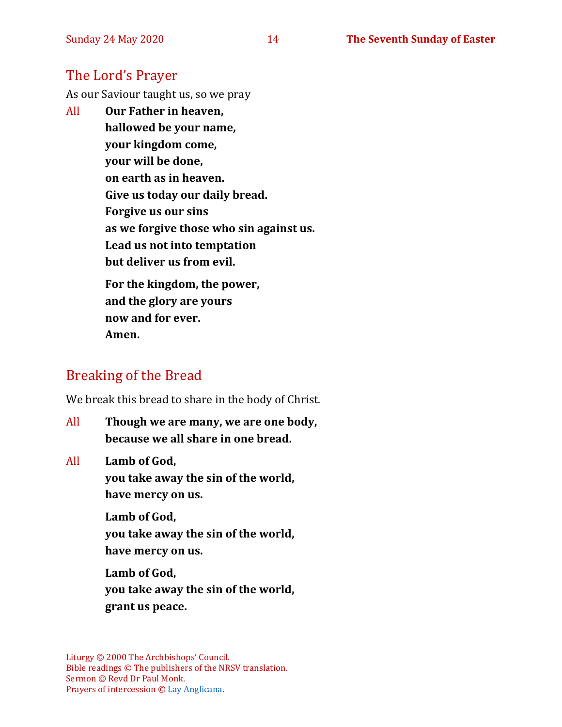## The Lord's Prayer

As our Saviour taught us, so we pray

All **Our Father in heaven,**
**hallowed be your name,**
**your kingdom come,**
**your will be done,**
**on earth as in heaven.**
**Give us today our daily bread.**
**Forgive us our sins**
**as we forgive those who sin against us.**
**Lead us not into temptation**
**but deliver us from evil.**

**For the kingdom, the power,**
**and the glory are yours**
**now and for ever.**
**Amen.**

## Breaking of the Bread

We break this bread to share in the body of Christ.

All **Though we are many, we are one body,**
**because we all share in one bread.**

All **Lamb of God,**
**you take away the sin of the world,**
**have mercy on us.**

**Lamb of God,**
**you take away the sin of the world,**
**have mercy on us.**

**Lamb of God,**
**you take away the sin of the world,**
**grant us peace.**

Liturgy © 2000 The Archbishops' Council.
Bible readings © The publishers of the NRSV translation.
Sermon © Revd Dr Paul Monk.
Prayers of intercession © Lay Anglicana.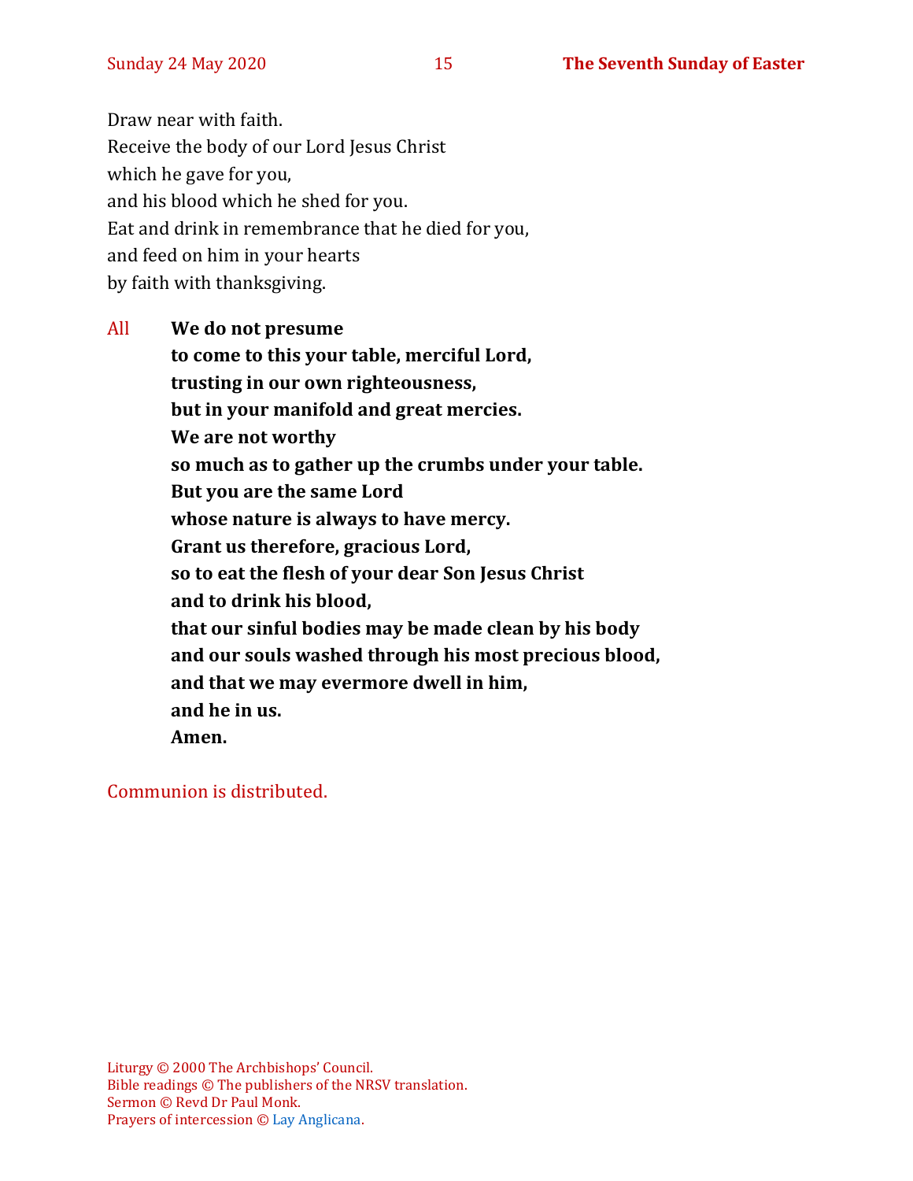Draw near with faith.
Receive the body of our Lord Jesus Christ
which he gave for you,
and his blood which he shed for you.
Eat and drink in remembrance that he died for you,
and feed on him in your hearts
by faith with thanksgiving.

All **We do not presume**
**to come to this your table, merciful Lord,**
**trusting in our own righteousness,**
**but in your manifold and great mercies.**
**We are not worthy**
**so much as to gather up the crumbs under your table.**
**But you are the same Lord**
**whose nature is always to have mercy.**
**Grant us therefore, gracious Lord,**
**so to eat the flesh of your dear Son Jesus Christ**
**and to drink his blood,**
**that our sinful bodies may be made clean by his body**
**and our souls washed through his most precious blood,**
**and that we may evermore dwell in him,**
**and he in us.**
**Amen.**

Communion is distributed.

Liturgy © 2000 The Archbishops' Council.
Bible readings © The publishers of the NRSV translation.
Sermon © Revd Dr Paul Monk.
Prayers of intercession © Lay Anglicana.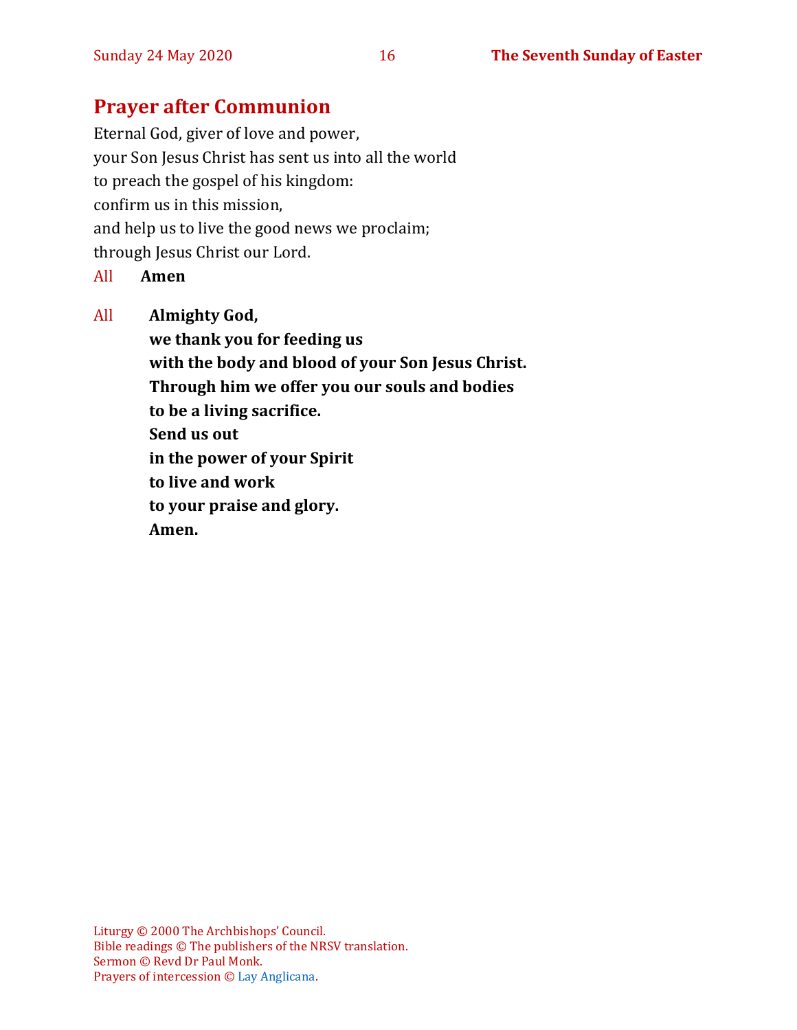## Prayer after Communion

Eternal God, giver of love and power,
your Son Jesus Christ has sent us into all the world
to preach the gospel of his kingdom:
confirm us in this mission,
and help us to live the good news we proclaim;
through Jesus Christ our Lord.

All **Amen**

All **Almighty God,**
**we thank you for feeding us**
**with the body and blood of your Son Jesus Christ.**
**Through him we offer you our souls and bodies**
**to be a living sacrifice.**
**Send us out**
**in the power of your Spirit**
**to live and work**
**to your praise and glory.**
**Amen.**

Liturgy © 2000 The Archbishops' Council.
Bible readings © The publishers of the NRSV translation.
Sermon © Revd Dr Paul Monk.
Prayers of intercession © Lay Anglicana.